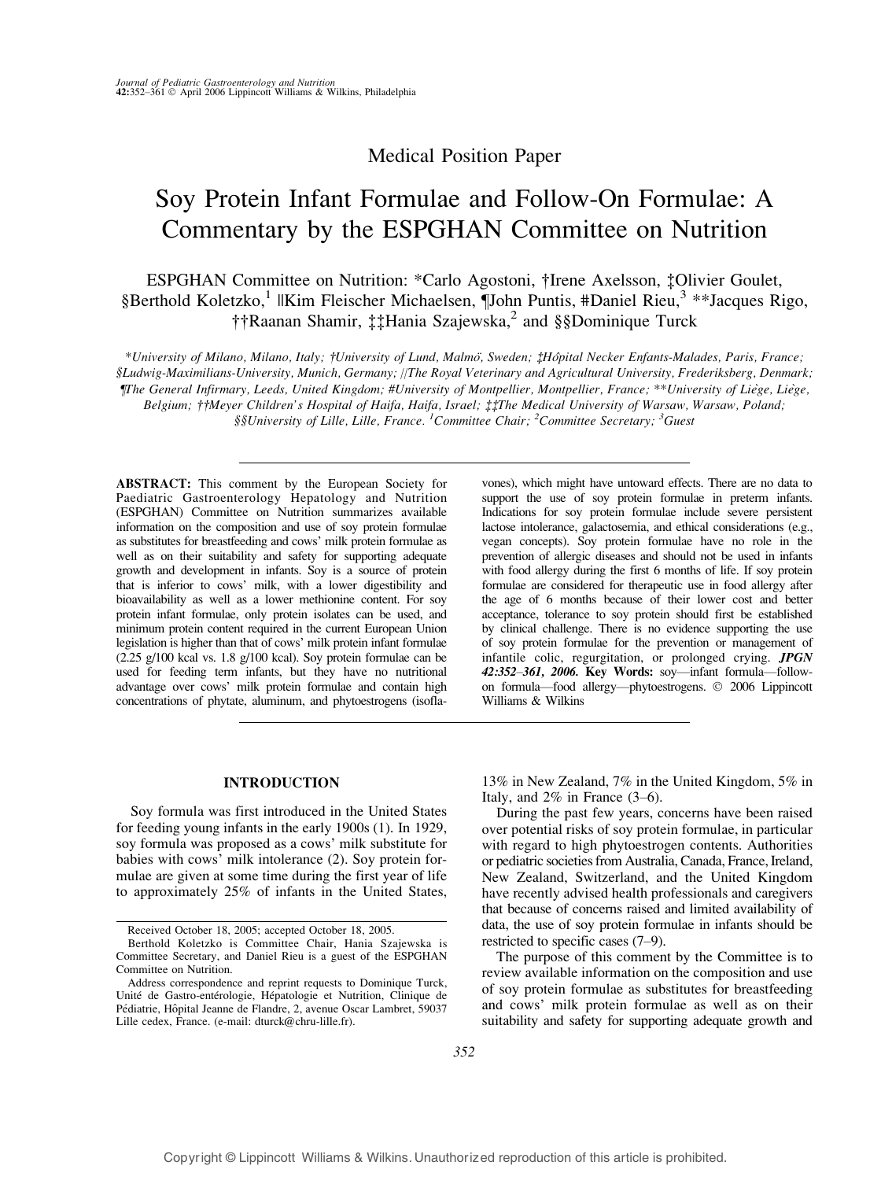Medical Position Paper

# Soy Protein Infant Formulae and Follow-On Formulae: A Commentary by the ESPGHAN Committee on Nutrition

ESPGHAN Committee on Nutrition: *Carlo Agostoni, †Irene Axelsson, ‡Olivier Goulet, §Berthold Koletzko,[1] ||Kim Fleischer Michaelsen, ¶John Puntis, #Daniel Rieu,[3] **Jacques Rigo, ††Raanan Shamir, ‡‡Hania Szajewska,[2] and §§Dominique Turck

*University of Milano, Milano, Italy; †University of Lund, Malmö, Sweden; ‡Hôpital Necker Enfants-Malades, Paris, France; §Ludwig-Maximilians-University, Munich, Germany; ||The Royal Veterinary and Agricultural University, Frederiksberg, Denmark; ¶The General Infirmary, Leeds, United Kingdom; #University of Montpellier, Montpellier, France; **University of Liège, Liège, Belgium; ††Meyer Children's Hospital of Haifa, Haifa, Israel; ‡‡The Medical University of Warsaw, Warsaw, Poland; §§University of Lille, Lille, France. [1]Committee Chair; [2]Committee Secretary; [3]Guest

**ABSTRACT:** This comment by the European Society for Paediatric Gastroenterology Hepatology and Nutrition (ESPGHAN) Committee on Nutrition summarizes available information on the composition and use of soy protein formulae as substitutes for breastfeeding and cows' milk protein formulae as well as on their suitability and safety for supporting adequate growth and development in infants. Soy is a source of protein that is inferior to cows' milk, with a lower digestibility and bioavailability as well as a lower methionine content. For soy protein infant formulae, only protein isolates can be used, and minimum protein content required in the current European Union legislation is higher than that of cows' milk protein infant formulae (2.25 g/100 kcal vs. 1.8 g/100 kcal). Soy protein formulae can be used for feeding term infants, but they have no nutritional advantage over cows' milk protein formulae and contain high concentrations of phytate, aluminum, and phytoestrogens (isoflavones), which might have untoward effects. There are no data to support the use of soy protein formulae in preterm infants. Indications for soy protein formulae include severe persistent lactose intolerance, galactosemia, and ethical considerations (e.g., vegan concepts). Soy protein formulae have no role in the prevention of allergic diseases and should not be used in infants with food allergy during the first 6 months of life. If soy protein formulae are considered for therapeutic use in food allergy after the age of 6 months because of their lower cost and better acceptance, tolerance to soy protein should first be established by clinical challenge. There is no evidence supporting the use of soy protein formulae for the prevention or management of infantile colic, regurgitation, or prolonged crying. ***JPGN* 42:352–361, 2006. Key Words:** soy—infant formula—follow-on formula—food allergy—phytoestrogens. © 2006 Lippincott Williams & Wilkins

## INTRODUCTION

Soy formula was first introduced in the United States for feeding young infants in the early 1900s (1). In 1929, soy formula was proposed as a cows' milk substitute for babies with cows' milk intolerance (2). Soy protein formulae are given at some time during the first year of life to approximately 25% of infants in the United States, 13% in New Zealand, 7% in the United Kingdom, 5% in Italy, and 2% in France (3–6).

During the past few years, concerns have been raised over potential risks of soy protein formulae, in particular with regard to high phytoestrogen contents. Authorities or pediatric societies from Australia, Canada, France, Ireland, New Zealand, Switzerland, and the United Kingdom have recently advised health professionals and caregivers that because of concerns raised and limited availability of data, the use of soy protein formulae in infants should be restricted to specific cases (7–9).

The purpose of this comment by the Committee is to review available information on the composition and use of soy protein formulae as substitutes for breastfeeding and cows' milk protein formulae as well as on their suitability and safety for supporting adequate growth and

Received October 18, 2005; accepted October 18, 2005.

Berthold Koletzko is Committee Chair, Hania Szajewska is Committee Secretary, and Daniel Rieu is a guest of the ESPGHAN Committee on Nutrition.

Address correspondence and reprint requests to Dominique Turck, Unité de Gastro-entérologie, Hépatologie et Nutrition, Clinique de Pédiatrie, Hôpital Jeanne de Flandre, 2, avenue Oscar Lambret, 59037 Lille cedex, France. (e-mail: dturck@chru-lille.fr).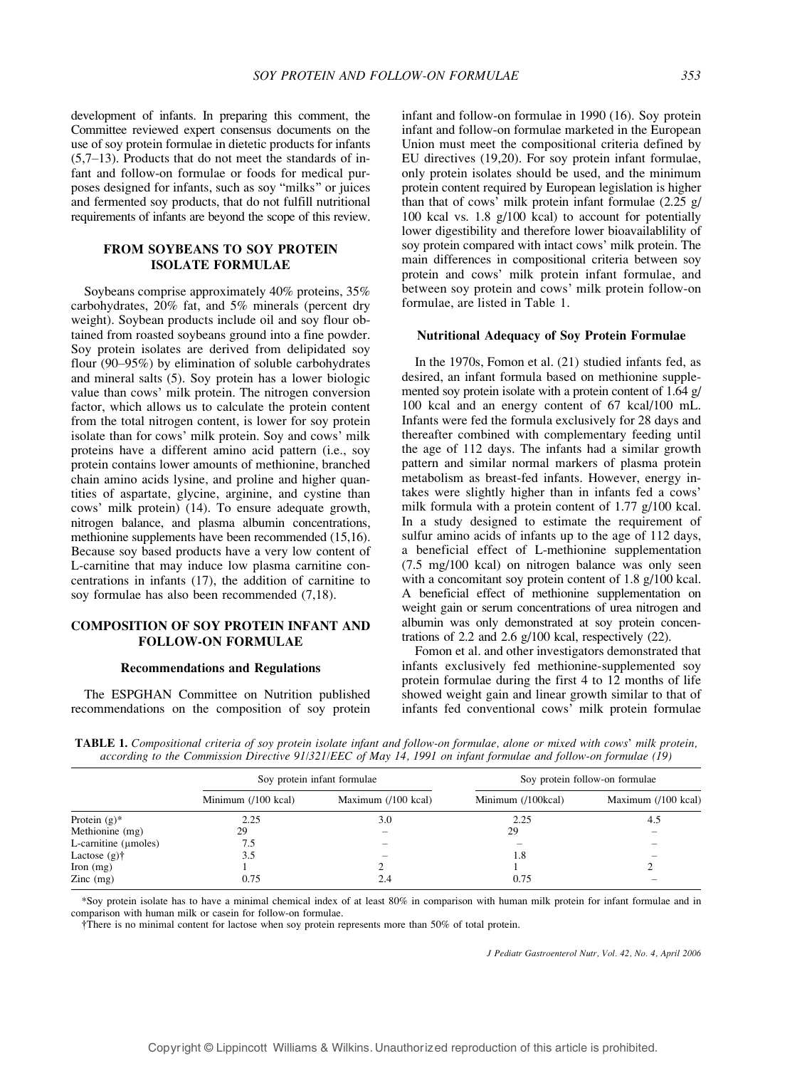development of infants. In preparing this comment, the Committee reviewed expert consensus documents on the use of soy protein formulae in dietetic products for infants (5,7–13). Products that do not meet the standards of infant and follow-on formulae or foods for medical purposes designed for infants, such as soy "milks" or juices and fermented soy products, that do not fulfill nutritional requirements of infants are beyond the scope of this review.

## FROM SOYBEANS TO SOY PROTEIN ISOLATE FORMULAE

Soybeans comprise approximately 40% proteins, 35% carbohydrates, 20% fat, and 5% minerals (percent dry weight). Soybean products include oil and soy flour obtained from roasted soybeans ground into a fine powder. Soy protein isolates are derived from delipidated soy flour (90–95%) by elimination of soluble carbohydrates and mineral salts (5). Soy protein has a lower biologic value than cows' milk protein. The nitrogen conversion factor, which allows us to calculate the protein content from the total nitrogen content, is lower for soy protein isolate than for cows' milk protein. Soy and cows' milk proteins have a different amino acid pattern (i.e., soy protein contains lower amounts of methionine, branched chain amino acids lysine, and proline and higher quantities of aspartate, glycine, arginine, and cystine than cows' milk protein) (14). To ensure adequate growth, nitrogen balance, and plasma albumin concentrations, methionine supplements have been recommended (15,16). Because soy based products have a very low content of L-carnitine that may induce low plasma carnitine concentrations in infants (17), the addition of carnitine to soy formulae has also been recommended (7,18).

## COMPOSITION OF SOY PROTEIN INFANT AND FOLLOW-ON FORMULAE

### Recommendations and Regulations

The ESPGHAN Committee on Nutrition published recommendations on the composition of soy protein infant and follow-on formulae in 1990 (16). Soy protein infant and follow-on formulae marketed in the European Union must meet the compositional criteria defined by EU directives (19,20). For soy protein infant formulae, only protein isolates should be used, and the minimum protein content required by European legislation is higher than that of cows' milk protein infant formulae (2.25 g/100 kcal vs. 1.8 g/100 kcal) to account for potentially lower digestibility and therefore lower bioavailablility of soy protein compared with intact cows' milk protein. The main differences in compositional criteria between soy protein and cows' milk protein infant formulae, and between soy protein and cows' milk protein follow-on formulae, are listed in Table 1.

### Nutritional Adequacy of Soy Protein Formulae

In the 1970s, Fomon et al. (21) studied infants fed, as desired, an infant formula based on methionine supplemented soy protein isolate with a protein content of 1.64 g/100 kcal and an energy content of 67 kcal/100 mL. Infants were fed the formula exclusively for 28 days and thereafter combined with complementary feeding until the age of 112 days. The infants had a similar growth pattern and similar normal markers of plasma protein metabolism as breast-fed infants. However, energy intakes were slightly higher than in infants fed a cows' milk formula with a protein content of 1.77 g/100 kcal. In a study designed to estimate the requirement of sulfur amino acids of infants up to the age of 112 days, a beneficial effect of L-methionine supplementation (7.5 mg/100 kcal) on nitrogen balance was only seen with a concomitant soy protein content of 1.8 g/100 kcal. A beneficial effect of methionine supplementation on weight gain or serum concentrations of urea nitrogen and albumin was only demonstrated at soy protein concentrations of 2.2 and 2.6 g/100 kcal, respectively (22).

Fomon et al. and other investigators demonstrated that infants exclusively fed methionine-supplemented soy protein formulae during the first 4 to 12 months of life showed weight gain and linear growth similar to that of infants fed conventional cows' milk protein formulae

**TABLE 1.** *Compositional criteria of soy protein isolate infant and follow-on formulae, alone or mixed with cows' milk protein, according to the Commission Directive 91/321/EEC of May 14, 1991 on infant formulae and follow-on formulae (19)*

| | Soy protein infant formulae | | Soy protein follow-on formulae | |
|---|---|---|---|---|
| | Minimum (/100 kcal) | Maximum (/100 kcal) | Minimum (/100kcal) | Maximum (/100 kcal) |
| Protein (g)* | 2.25 | 3.0 | 2.25 | 4.5 |
| Methionine (mg) | 29 | – | 29 | – |
| L-carnitine (μmoles) | 7.5 | – | – | – |
| Lactose (g)† | 3.5 | – | 1.8 | – |
| Iron (mg) | 1 | 2 | 1 | 2 |
| Zinc (mg) | 0.75 | 2.4 | 0.75 | – |

*Soy protein isolate has to have a minimal chemical index of at least 80% in comparison with human milk protein for infant formulae and in comparison with human milk or casein for follow-on formulae.

†There is no minimal content for lactose when soy protein represents more than 50% of total protein.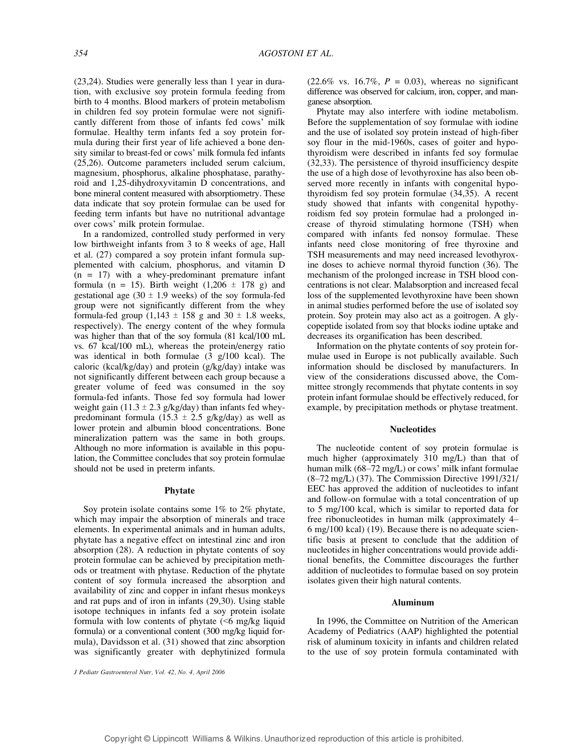(23,24). Studies were generally less than 1 year in duration, with exclusive soy protein formula feeding from birth to 4 months. Blood markers of protein metabolism in children fed soy protein formulae were not significantly different from those of infants fed cows' milk formulae. Healthy term infants fed a soy protein formula during their first year of life achieved a bone density similar to breast-fed or cows' milk formula fed infants (25,26). Outcome parameters included serum calcium, magnesium, phosphorus, alkaline phosphatase, parathyroid and 1,25-dihydroxyvitamin D concentrations, and bone mineral content measured with absorptiometry. These data indicate that soy protein formulae can be used for feeding term infants but have no nutritional advantage over cows' milk protein formulae.

In a randomized, controlled study performed in very low birthweight infants from 3 to 8 weeks of age, Hall et al. (27) compared a soy protein infant formula supplemented with calcium, phosphorus, and vitamin D (n = 17) with a whey-predominant premature infant formula (n = 15). Birth weight (1,206 ± 178 g) and gestational age (30 ± 1.9 weeks) of the soy formula-fed group were not significantly different from the whey formula-fed group (1,143 ± 158 g and 30 ± 1.8 weeks, respectively). The energy content of the whey formula was higher than that of the soy formula (81 kcal/100 mL vs. 67 kcal/100 mL), whereas the protein/energy ratio was identical in both formulae (3 g/100 kcal). The caloric (kcal/kg/day) and protein (g/kg/day) intake was not significantly different between each group because a greater volume of feed was consumed in the soy formula-fed infants. Those fed soy formula had lower weight gain (11.3 ± 2.3 g/kg/day) than infants fed whey-predominant formula (15.3 ± 2.5 g/kg/day) as well as lower protein and albumin blood concentrations. Bone mineralization pattern was the same in both groups. Although no more information is available in this population, the Committee concludes that soy protein formulae should not be used in preterm infants.

### Phytate

Soy protein isolate contains some 1% to 2% phytate, which may impair the absorption of minerals and trace elements. In experimental animals and in human adults, phytate has a negative effect on intestinal zinc and iron absorption (28). A reduction in phytate contents of soy protein formulae can be achieved by precipitation methods or treatment with phytase. Reduction of the phytate content of soy formula increased the absorption and availability of zinc and copper in infant rhesus monkeys and rat pups and of iron in infants (29,30). Using stable isotope techniques in infants fed a soy protein isolate formula with low contents of phytate (<6 mg/kg liquid formula) or a conventional content (300 mg/kg liquid formula), Davidsson et al. (31) showed that zinc absorption was significantly greater with dephytinized formula (22.6% vs. 16.7%, $P = 0.03$), whereas no significant difference was observed for calcium, iron, copper, and manganese absorption.

Phytate may also interfere with iodine metabolism. Before the supplementation of soy formulae with iodine and the use of isolated soy protein instead of high-fiber soy flour in the mid-1960s, cases of goiter and hypothyroidism were described in infants fed soy formulae (32,33). The persistence of thyroid insufficiency despite the use of a high dose of levothyroxine has also been observed more recently in infants with congenital hypothyroidism fed soy protein formulae (34,35). A recent study showed that infants with congenital hypothyroidism fed soy protein formulae had a prolonged increase of thyroid stimulating hormone (TSH) when compared with infants fed nonsoy formulae. These infants need close monitoring of free thyroxine and TSH measurements and may need increased levothyroxine doses to achieve normal thyroid function (36). The mechanism of the prolonged increase in TSH blood concentrations is not clear. Malabsorption and increased fecal loss of the supplemented levothyroxine have been shown in animal studies performed before the use of isolated soy protein. Soy protein may also act as a goitrogen. A glycopeptide isolated from soy that blocks iodine uptake and decreases its organification has been described.

Information on the phytate contents of soy protein formulae used in Europe is not publically available. Such information should be disclosed by manufacturers. In view of the considerations discussed above, the Committee strongly recommends that phytate contents in soy protein infant formulae should be effectively reduced, for example, by precipitation methods or phytase treatment.

### Nucleotides

The nucleotide content of soy protein formulae is much higher (approximately 310 mg/L) than that of human milk (68–72 mg/L) or cows' milk infant formulae (8–72 mg/L) (37). The Commission Directive 1991/321/EEC has approved the addition of nucleotides to infant and follow-on formulae with a total concentration of up to 5 mg/100 kcal, which is similar to reported data for free ribonucleotides in human milk (approximately 4–6 mg/100 kcal) (19). Because there is no adequate scientific basis at present to conclude that the addition of nucleotides in higher concentrations would provide additional benefits, the Committee discourages the further addition of nucleotides to formulae based on soy protein isolates given their high natural contents.

### Aluminum

In 1996, the Committee on Nutrition of the American Academy of Pediatrics (AAP) highlighted the potential risk of aluminum toxicity in infants and children related to the use of soy protein formula contaminated with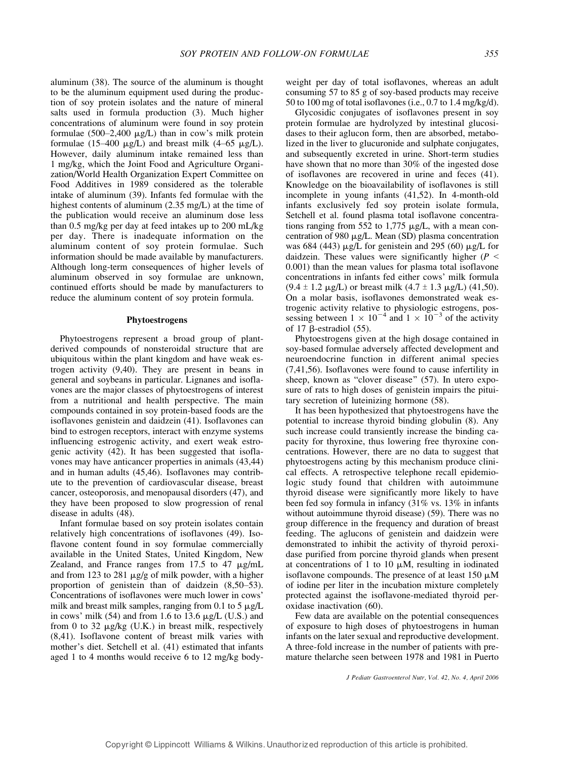aluminum (38). The source of the aluminum is thought to be the aluminum equipment used during the production of soy protein isolates and the nature of mineral salts used in formula production (3). Much higher concentrations of aluminum were found in soy protein formulae (500–2,400 μg/L) than in cow's milk protein formulae (15–400 μg/L) and breast milk (4–65 μg/L). However, daily aluminum intake remained less than 1 mg/kg, which the Joint Food and Agriculture Organization/World Health Organization Expert Committee on Food Additives in 1989 considered as the tolerable intake of aluminum (39). Infants fed formulae with the highest contents of aluminum (2.35 mg/L) at the time of the publication would receive an aluminum dose less than 0.5 mg/kg per day at feed intakes up to 200 mL/kg per day. There is inadequate information on the aluminum content of soy protein formulae. Such information should be made available by manufacturers. Although long-term consequences of higher levels of aluminum observed in soy formulae are unknown, continued efforts should be made by manufacturers to reduce the aluminum content of soy protein formula.

### Phytoestrogens

Phytoestrogens represent a broad group of plant-derived compounds of nonsteroidal structure that are ubiquitous within the plant kingdom and have weak estrogen activity (9,40). They are present in beans in general and soybeans in particular. Lignanes and isoflavones are the major classes of phytoestrogens of interest from a nutritional and health perspective. The main compounds contained in soy protein-based foods are the isoflavones genistein and daidzein (41). Isoflavones can bind to estrogen receptors, interact with enzyme systems influencing estrogenic activity, and exert weak estrogenic activity (42). It has been suggested that isoflavones may have anticancer properties in animals (43,44) and in human adults (45,46). Isoflavones may contribute to the prevention of cardiovascular disease, breast cancer, osteoporosis, and menopausal disorders (47), and they have been proposed to slow progression of renal disease in adults (48).

Infant formulae based on soy protein isolates contain relatively high concentrations of isoflavones (49). Isoflavone content found in soy formulae commercially available in the United States, United Kingdom, New Zealand, and France ranges from 17.5 to 47 μg/mL and from 123 to 281 μg/g of milk powder, with a higher proportion of genistein than of daidzein (8,50–53). Concentrations of isoflavones were much lower in cows' milk and breast milk samples, ranging from 0.1 to 5 μg/L in cows' milk (54) and from 1.6 to 13.6 μg/L (U.S.) and from 0 to 32 μg/kg (U.K.) in breast milk, respectively (8,41). Isoflavone content of breast milk varies with mother's diet. Setchell et al. (41) estimated that infants aged 1 to 4 months would receive 6 to 12 mg/kg body-weight per day of total isoflavones, whereas an adult consuming 57 to 85 g of soy-based products may receive 50 to 100 mg of total isoflavones (i.e., 0.7 to 1.4 mg/kg/d).

Glycosidic conjugates of isoflavones present in soy protein formulae are hydrolyzed by intestinal glucosidases to their aglucon form, then are absorbed, metabolized in the liver to glucuronide and sulphate conjugates, and subsequently excreted in urine. Short-term studies have shown that no more than 30% of the ingested dose of isoflavones are recovered in urine and feces (41). Knowledge on the bioavailability of isoflavones is still incomplete in young infants (41,52). In 4-month-old infants exclusively fed soy protein isolate formula, Setchell et al. found plasma total isoflavone concentrations ranging from 552 to 1,775 μg/L, with a mean concentration of 980 μg/L. Mean (SD) plasma concentration was 684 (443) μg/L for genistein and 295 (60) μg/L for daidzein. These values were significantly higher ($P < 0.001$) than the mean values for plasma total isoflavone concentrations in infants fed either cows' milk formula ($9.4 \pm 1.2$ μg/L) or breast milk ($4.7 \pm 1.3$ μg/L) (41,50). On a molar basis, isoflavones demonstrated weak estrogenic activity relative to physiologic estrogens, possessing between $1 \times 10^{-4}$ and $1 \times 10^{-3}$ of the activity of 17 β-estradiol (55).

Phytoestrogens given at the high dosage contained in soy-based formulae adversely affected development and neuroendocrine function in different animal species (7,41,56). Isoflavones were found to cause infertility in sheep, known as "clover disease" (57). In utero exposure of rats to high doses of genistein impairs the pituitary secretion of luteinizing hormone (58).

It has been hypothesized that phytoestrogens have the potential to increase thyroid binding globulin (8). Any such increase could transiently increase the binding capacity for thyroxine, thus lowering free thyroxine concentrations. However, there are no data to suggest that phytoestrogens acting by this mechanism produce clinical effects. A retrospective telephone recall epidemiologic study found that children with autoimmune thyroid disease were significantly more likely to have been fed soy formula in infancy (31% vs. 13% in infants without autoimmune thyroid disease) (59). There was no group difference in the frequency and duration of breast feeding. The aglucons of genistein and daidzein were demonstrated to inhibit the activity of thyroid peroxidase purified from porcine thyroid glands when present at concentrations of 1 to 10 μM, resulting in iodinated isoflavone compounds. The presence of at least 150 μM of iodine per liter in the incubation mixture completely protected against the isoflavone-mediated thyroid peroxidase inactivation (60).

Few data are available on the potential consequences of exposure to high doses of phytoestrogens in human infants on the later sexual and reproductive development. A three-fold increase in the number of patients with premature thelarche seen between 1978 and 1981 in Puerto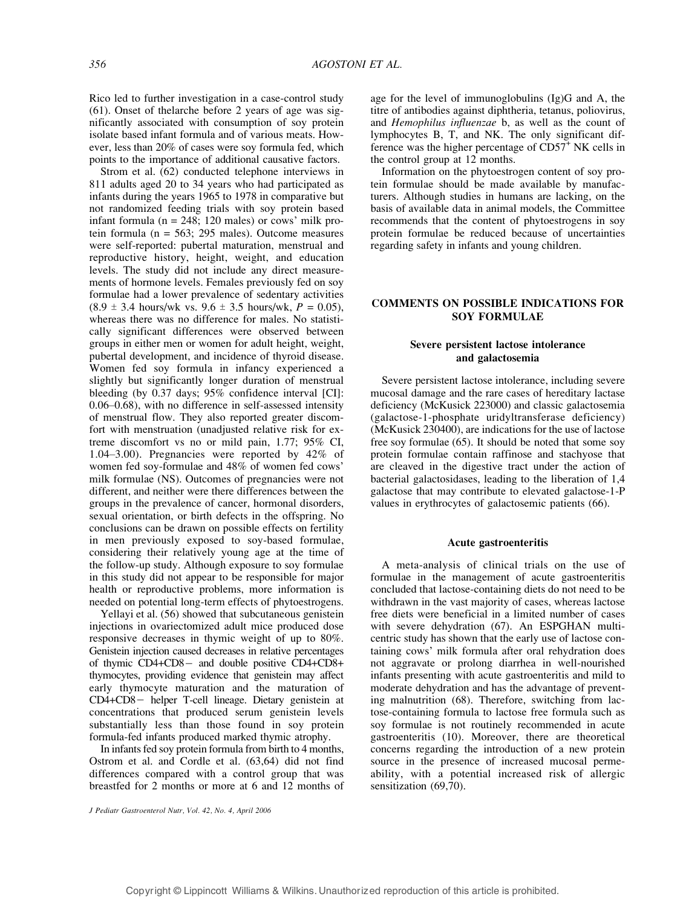Rico led to further investigation in a case-control study (61). Onset of thelarche before 2 years of age was significantly associated with consumption of soy protein isolate based infant formula and of various meats. However, less than 20% of cases were soy formula fed, which points to the importance of additional causative factors.

Strom et al. (62) conducted telephone interviews in 811 adults aged 20 to 34 years who had participated as infants during the years 1965 to 1978 in comparative but not randomized feeding trials with soy protein based infant formula (n = 248; 120 males) or cows' milk protein formula (n = 563; 295 males). Outcome measures were self-reported: pubertal maturation, menstrual and reproductive history, height, weight, and education levels. The study did not include any direct measurements of hormone levels. Females previously fed on soy formulae had a lower prevalence of sedentary activities ($8.9 \pm 3.4$ hours/wk vs. $9.6 \pm 3.5$ hours/wk, $P = 0.05$), whereas there was no difference for males. No statistically significant differences were observed between groups in either men or women for adult height, weight, pubertal development, and incidence of thyroid disease. Women fed soy formula in infancy experienced a slightly but significantly longer duration of menstrual bleeding (by 0.37 days; 95% confidence interval [CI]: 0.06–0.68), with no difference in self-assessed intensity of menstrual flow. They also reported greater discomfort with menstruation (unadjusted relative risk for extreme discomfort vs no or mild pain, 1.77; 95% CI, 1.04–3.00). Pregnancies were reported by 42% of women fed soy-formulae and 48% of women fed cows' milk formulae (NS). Outcomes of pregnancies were not different, and neither were there differences between the groups in the prevalence of cancer, hormonal disorders, sexual orientation, or birth defects in the offspring. No conclusions can be drawn on possible effects on fertility in men previously exposed to soy-based formulae, considering their relatively young age at the time of the follow-up study. Although exposure to soy formulae in this study did not appear to be responsible for major health or reproductive problems, more information is needed on potential long-term effects of phytoestrogens.

Yellayi et al. (56) showed that subcutaneous genistein injections in ovariectomized adult mice produced dose responsive decreases in thymic weight of up to 80%. Genistein injection caused decreases in relative percentages of thymic CD4+CD8− and double positive CD4+CD8+ thymocytes, providing evidence that genistein may affect early thymocyte maturation and the maturation of CD4+CD8− helper T-cell lineage. Dietary genistein at concentrations that produced serum genistein levels substantially less than those found in soy protein formula-fed infants produced marked thymic atrophy.

In infants fed soy protein formula from birth to 4 months, Ostrom et al. and Cordle et al. (63,64) did not find differences compared with a control group that was breastfed for 2 months or more at 6 and 12 months of age for the level of immunoglobulins (Ig)G and A, the titre of antibodies against diphtheria, tetanus, poliovirus, and *Hemophilus influenzae* b, as well as the count of lymphocytes B, T, and NK. The only significant difference was the higher percentage of $CD57^{+}$ NK cells in the control group at 12 months.

Information on the phytoestrogen content of soy protein formulae should be made available by manufacturers. Although studies in humans are lacking, on the basis of available data in animal models, the Committee recommends that the content of phytoestrogens in soy protein formulae be reduced because of uncertainties regarding safety in infants and young children.

## COMMENTS ON POSSIBLE INDICATIONS FOR SOY FORMULAE

### Severe persistent lactose intolerance and galactosemia

Severe persistent lactose intolerance, including severe mucosal damage and the rare cases of hereditary lactase deficiency (McKusick 223000) and classic galactosemia (galactose-1-phosphate uridyltransferase deficiency) (McKusick 230400), are indications for the use of lactose free soy formulae (65). It should be noted that some soy protein formulae contain raffinose and stachyose that are cleaved in the digestive tract under the action of bacterial galactosidases, leading to the liberation of 1,4 galactose that may contribute to elevated galactose-1-P values in erythrocytes of galactosemic patients (66).

### Acute gastroenteritis

A meta-analysis of clinical trials on the use of formulae in the management of acute gastroenteritis concluded that lactose-containing diets do not need to be withdrawn in the vast majority of cases, whereas lactose free diets were beneficial in a limited number of cases with severe dehydration (67). An ESPGHAN multicentric study has shown that the early use of lactose containing cows' milk formula after oral rehydration does not aggravate or prolong diarrhea in well-nourished infants presenting with acute gastroenteritis and mild to moderate dehydration and has the advantage of preventing malnutrition (68). Therefore, switching from lactose-containing formula to lactose free formula such as soy formulae is not routinely recommended in acute gastroenteritis (10). Moreover, there are theoretical concerns regarding the introduction of a new protein source in the presence of increased mucosal permeability, with a potential increased risk of allergic sensitization (69,70).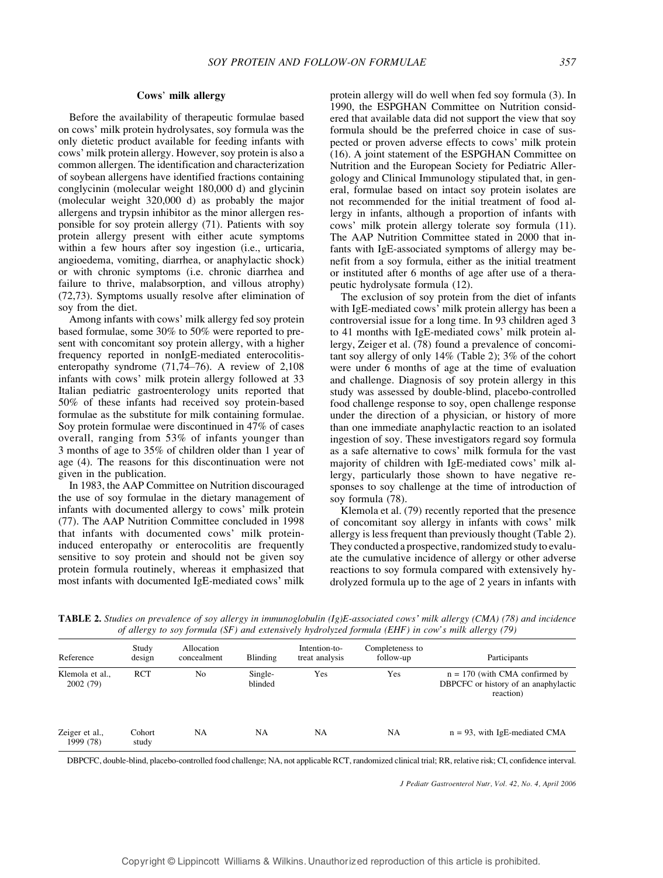### Cows' milk allergy

Before the availability of therapeutic formulae based on cows' milk protein hydrolysates, soy formula was the only dietetic product available for feeding infants with cows' milk protein allergy. However, soy protein is also a common allergen. The identification and characterization of soybean allergens have identified fractions containing conglycinin (molecular weight 180,000 d) and glycinin (molecular weight 320,000 d) as probably the major allergens and trypsin inhibitor as the minor allergen responsible for soy protein allergy (71). Patients with soy protein allergy present with either acute symptoms within a few hours after soy ingestion (i.e., urticaria, angioedema, vomiting, diarrhea, or anaphylactic shock) or with chronic symptoms (i.e. chronic diarrhea and failure to thrive, malabsorption, and villous atrophy) (72,73). Symptoms usually resolve after elimination of soy from the diet.

Among infants with cows' milk allergy fed soy protein based formulae, some 30% to 50% were reported to present with concomitant soy protein allergy, with a higher frequency reported in nonIgE-mediated enterocolitis-enteropathy syndrome (71,74–76). A review of 2,108 infants with cows' milk protein allergy followed at 33 Italian pediatric gastroenterology units reported that 50% of these infants had received soy protein-based formulae as the substitute for milk containing formulae. Soy protein formulae were discontinued in 47% of cases overall, ranging from 53% of infants younger than 3 months of age to 35% of children older than 1 year of age (4). The reasons for this discontinuation were not given in the publication.

In 1983, the AAP Committee on Nutrition discouraged the use of soy formulae in the dietary management of infants with documented allergy to cows' milk protein (77). The AAP Nutrition Committee concluded in 1998 that infants with documented cows' milk protein-induced enteropathy or enterocolitis are frequently sensitive to soy protein and should not be given soy protein formula routinely, whereas it emphasized that most infants with documented IgE-mediated cows' milk protein allergy will do well when fed soy formula (3). In 1990, the ESPGHAN Committee on Nutrition considered that available data did not support the view that soy formula should be the preferred choice in case of suspected or proven adverse effects to cows' milk protein (16). A joint statement of the ESPGHAN Committee on Nutrition and the European Society for Pediatric Allergology and Clinical Immunology stipulated that, in general, formulae based on intact soy protein isolates are not recommended for the initial treatment of food allergy in infants, although a proportion of infants with cows' milk protein allergy tolerate soy formula (11). The AAP Nutrition Committee stated in 2000 that infants with IgE-associated symptoms of allergy may benefit from a soy formula, either as the initial treatment or instituted after 6 months of age after use of a therapeutic hydrolysate formula (12).

The exclusion of soy protein from the diet of infants with IgE-mediated cows' milk protein allergy has been a controversial issue for a long time. In 93 children aged 3 to 41 months with IgE-mediated cows' milk protein allergy, Zeiger et al. (78) found a prevalence of concomitant soy allergy of only 14% (Table 2); 3% of the cohort were under 6 months of age at the time of evaluation and challenge. Diagnosis of soy protein allergy in this study was assessed by double-blind, placebo-controlled food challenge response to soy, open challenge response under the direction of a physician, or history of more than one immediate anaphylactic reaction to an isolated ingestion of soy. These investigators regard soy formula as a safe alternative to cows' milk formula for the vast majority of children with IgE-mediated cows' milk allergy, particularly those shown to have negative responses to soy challenge at the time of introduction of soy formula (78).

Klemola et al. (79) recently reported that the presence of concomitant soy allergy in infants with cows' milk allergy is less frequent than previously thought (Table 2). They conducted a prospective, randomized study to evaluate the cumulative incidence of allergy or other adverse reactions to soy formula compared with extensively hydrolyzed formula up to the age of 2 years in infants with

**TABLE 2.** *Studies on prevalence of soy allergy in immunoglobulin (Ig)E-associated cows' milk allergy (CMA) (78) and incidence of allergy to soy formula (SF) and extensively hydrolyzed formula (EHF) in cow's milk allergy (79)*

| Reference | Study design | Allocation concealment | Blinding | Intention-to-treat analysis | Completeness to follow-up | Participants |
|---|---|---|---|---|---|---|
| Klemola et al., 2002 (79) | RCT | No | Single-blinded | Yes | Yes | n = 170 (with CMA confirmed by DBPCFC or history of an anaphylactic reaction) |
| Zeiger et al., 1999 (78) | Cohort study | NA | NA | NA | NA | n = 93, with IgE-mediated CMA |

DBPCFC, double-blind, placebo-controlled food challenge; NA, not applicable RCT, randomized clinical trial; RR, relative risk; CI, confidence interval.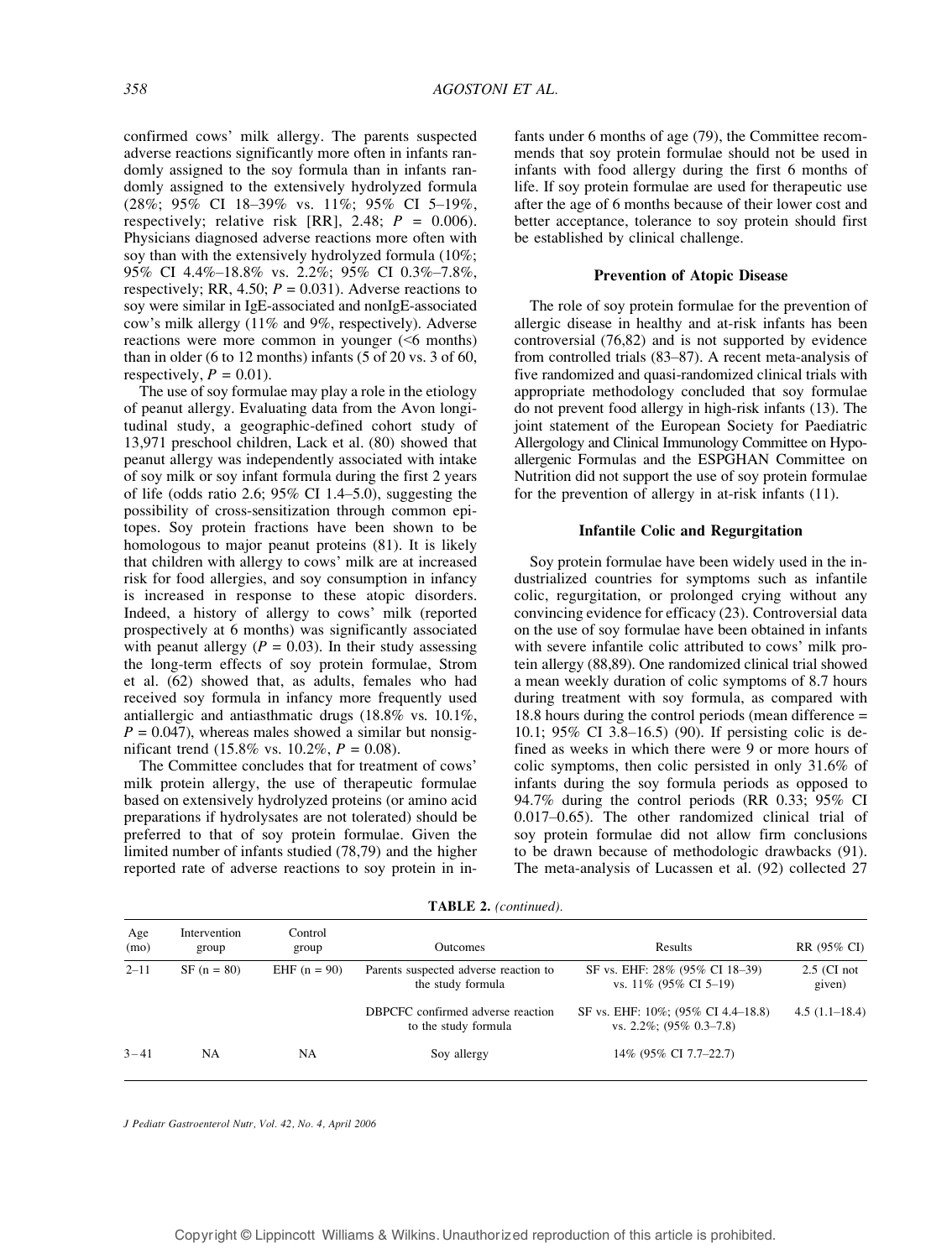confirmed cows' milk allergy. The parents suspected adverse reactions significantly more often in infants randomly assigned to the soy formula than in infants randomly assigned to the extensively hydrolyzed formula (28%; 95% CI 18–39% vs. 11%; 95% CI 5–19%, respectively; relative risk [RR], 2.48; $P = 0.006$). Physicians diagnosed adverse reactions more often with soy than with the extensively hydrolyzed formula (10%; 95% CI 4.4%–18.8% vs. 2.2%; 95% CI 0.3%–7.8%, respectively; RR, 4.50; $P = 0.031$). Adverse reactions to soy were similar in IgE-associated and nonIgE-associated cow's milk allergy (11% and 9%, respectively). Adverse reactions were more common in younger (<6 months) than in older (6 to 12 months) infants (5 of 20 vs. 3 of 60, respectively, $P = 0.01$).

The use of soy formulae may play a role in the etiology of peanut allergy. Evaluating data from the Avon longitudinal study, a geographic-defined cohort study of 13,971 preschool children, Lack et al. (80) showed that peanut allergy was independently associated with intake of soy milk or soy infant formula during the first 2 years of life (odds ratio 2.6; 95% CI 1.4–5.0), suggesting the possibility of cross-sensitization through common epitopes. Soy protein fractions have been shown to be homologous to major peanut proteins (81). It is likely that children with allergy to cows' milk are at increased risk for food allergies, and soy consumption in infancy is increased in response to these atopic disorders. Indeed, a history of allergy to cows' milk (reported prospectively at 6 months) was significantly associated with peanut allergy ($P = 0.03$). In their study assessing the long-term effects of soy protein formulae, Strom et al. (62) showed that, as adults, females who had received soy formula in infancy more frequently used antiallergic and antiasthmatic drugs (18.8% vs. 10.1%, $P = 0.047$), whereas males showed a similar but nonsignificant trend (15.8% vs. 10.2%, $P = 0.08$).

The Committee concludes that for treatment of cows' milk protein allergy, the use of therapeutic formulae based on extensively hydrolyzed proteins (or amino acid preparations if hydrolysates are not tolerated) should be preferred to that of soy protein formulae. Given the limited number of infants studied (78,79) and the higher reported rate of adverse reactions to soy protein in infants under 6 months of age (79), the Committee recommends that soy protein formulae should not be used in infants with food allergy during the first 6 months of life. If soy protein formulae are used for therapeutic use after the age of 6 months because of their lower cost and better acceptance, tolerance to soy protein should first be established by clinical challenge.

## Prevention of Atopic Disease

The role of soy protein formulae for the prevention of allergic disease in healthy and at-risk infants has been controversial (76,82) and is not supported by evidence from controlled trials (83–87). A recent meta-analysis of five randomized and quasi-randomized clinical trials with appropriate methodology concluded that soy formulae do not prevent food allergy in high-risk infants (13). The joint statement of the European Society for Paediatric Allergology and Clinical Immunology Committee on Hypoallergenic Formulas and the ESPGHAN Committee on Nutrition did not support the use of soy protein formulae for the prevention of allergy in at-risk infants (11).

## Infantile Colic and Regurgitation

Soy protein formulae have been widely used in the industrialized countries for symptoms such as infantile colic, regurgitation, or prolonged crying without any convincing evidence for efficacy (23). Controversial data on the use of soy formulae have been obtained in infants with severe infantile colic attributed to cows' milk protein allergy (88,89). One randomized clinical trial showed a mean weekly duration of colic symptoms of 8.7 hours during treatment with soy formula, as compared with 18.8 hours during the control periods (mean difference = 10.1; 95% CI 3.8–16.5) (90). If persisting colic is defined as weeks in which there were 9 or more hours of colic symptoms, then colic persisted in only 31.6% of infants during the soy formula periods as opposed to 94.7% during the control periods (RR 0.33; 95% CI 0.017–0.65). The other randomized clinical trial of soy protein formulae did not allow firm conclusions to be drawn because of methodologic drawbacks (91). The meta-analysis of Lucassen et al. (92) collected 27

**TABLE 2.** *(continued).*

| Age (mo) | Intervention group | Control group | Outcomes | Results | RR (95% CI) |
|---|---|---|---|---|---|
| 2–11 | SF (n = 80) | EHF (n = 90) | Parents suspected adverse reaction to the study formula | SF vs. EHF: 28% (95% CI 18–39) vs. 11% (95% CI 5–19) | 2.5 (CI not given) |
| | | | DBPCFC confirmed adverse reaction to the study formula | SF vs. EHF: 10%; (95% CI 4.4–18.8) vs. 2.2%; (95% 0.3–7.8) | 4.5 (1.1–18.4) |
| 3–41 | NA | NA | Soy allergy | 14% (95% CI 7.7–22.7) | |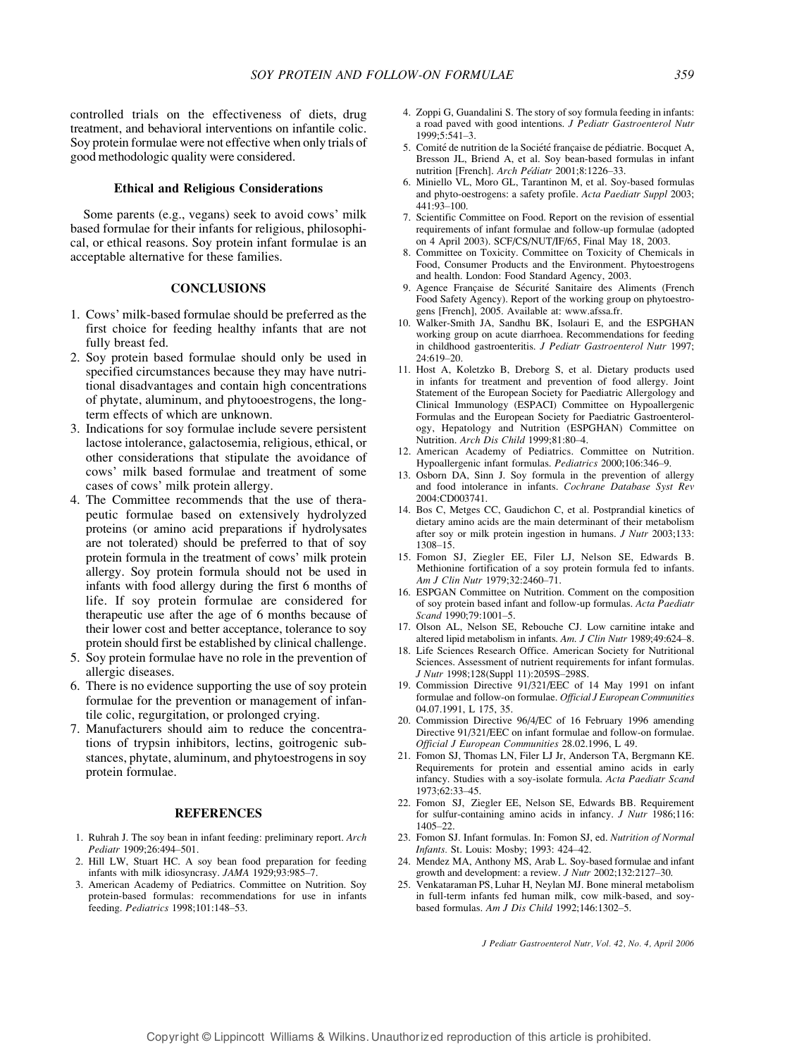controlled trials on the effectiveness of diets, drug treatment, and behavioral interventions on infantile colic. Soy protein formulae were not effective when only trials of good methodologic quality were considered.

### Ethical and Religious Considerations

Some parents (e.g., vegans) seek to avoid cows' milk based formulae for their infants for religious, philosophical, or ethical reasons. Soy protein infant formulae is an acceptable alternative for these families.

## CONCLUSIONS

1. Cows' milk-based formulae should be preferred as the first choice for feeding healthy infants that are not fully breast fed.
2. Soy protein based formulae should only be used in specified circumstances because they may have nutritional disadvantages and contain high concentrations of phytate, aluminum, and phytooestrogens, the long-term effects of which are unknown.
3. Indications for soy formulae include severe persistent lactose intolerance, galactosemia, religious, ethical, or other considerations that stipulate the avoidance of cows' milk based formulae and treatment of some cases of cows' milk protein allergy.
4. The Committee recommends that the use of therapeutic formulae based on extensively hydrolyzed proteins (or amino acid preparations if hydrolysates are not tolerated) should be preferred to that of soy protein formula in the treatment of cows' milk protein allergy. Soy protein formula should not be used in infants with food allergy during the first 6 months of life. If soy protein formulae are considered for therapeutic use after the age of 6 months because of their lower cost and better acceptance, tolerance to soy protein should first be established by clinical challenge.
5. Soy protein formulae have no role in the prevention of allergic diseases.
6. There is no evidence supporting the use of soy protein formulae for the prevention or management of infantile colic, regurgitation, or prolonged crying.
7. Manufacturers should aim to reduce the concentrations of trypsin inhibitors, lectins, goitrogenic substances, phytate, aluminum, and phytoestrogens in soy protein formulae.

## REFERENCES

1. Ruhrah J. The soy bean in infant feeding: preliminary report. *Arch Pediatr* 1909;26:494–501.
2. Hill LW, Stuart HC. A soy bean food preparation for feeding infants with milk idiosyncrasy. *JAMA* 1929;93:985–7.
3. American Academy of Pediatrics. Committee on Nutrition. Soy protein-based formulas: recommendations for use in infants feeding. *Pediatrics* 1998;101:148–53.
4. Zoppi G, Guandalini S. The story of soy formula feeding in infants: a road paved with good intentions. *J Pediatr Gastroenterol Nutr* 1999;5:541–3.
5. Comité de nutrition de la Société française de pédiatrie. Bocquet A, Bresson JL, Briend A, et al. Soy bean-based formulas in infant nutrition [French]. *Arch Pédiatr* 2001;8:1226–33.
6. Miniello VL, Moro GL, Tarantinon M, et al. Soy-based formulas and phyto-oestrogens: a safety profile. *Acta Paediatr Suppl* 2003; 441:93–100.
7. Scientific Committee on Food. Report on the revision of essential requirements of infant formulae and follow-up formulae (adopted on 4 April 2003). SCF/CS/NUT/IF/65, Final May 18, 2003.
8. Committee on Toxicity. Committee on Toxicity of Chemicals in Food, Consumer Products and the Environment. Phytoestrogens and health. London: Food Standard Agency, 2003.
9. Agence Française de Sécurité Sanitaire des Aliments (French Food Safety Agency). Report of the working group on phytoestrogens [French], 2005. Available at: www.afssa.fr.
10. Walker-Smith JA, Sandhu BK, Isolauri E, and the ESPGHAN working group on acute diarrhoea. Recommendations for feeding in childhood gastroenteritis. *J Pediatr Gastroenterol Nutr* 1997; 24:619–20.
11. Host A, Koletzko B, Dreborg S, et al. Dietary products used in infants for treatment and prevention of food allergy. Joint Statement of the European Society for Paediatric Allergology and Clinical Immunology (ESPACI) Committee on Hypoallergenic Formulas and the European Society for Paediatric Gastroenterology, Hepatology and Nutrition (ESPGHAN) Committee on Nutrition. *Arch Dis Child* 1999;81:80–4.
12. American Academy of Pediatrics. Committee on Nutrition. Hypoallergenic infant formulas. *Pediatrics* 2000;106:346–9.
13. Osborn DA, Sinn J. Soy formula in the prevention of allergy and food intolerance in infants. *Cochrane Database Syst Rev* 2004:CD003741.
14. Bos C, Metges CC, Gaudichon C, et al. Postprandial kinetics of dietary amino acids are the main determinant of their metabolism after soy or milk protein ingestion in humans. *J Nutr* 2003;133: 1308–15.
15. Fomon SJ, Ziegler EE, Filer LJ, Nelson SE, Edwards B. Methionine fortification of a soy protein formula fed to infants. *Am J Clin Nutr* 1979;32:2460–71.
16. ESPGAN Committee on Nutrition. Comment on the composition of soy protein based infant and follow-up formulas. *Acta Paediatr Scand* 1990;79:1001–5.
17. Olson AL, Nelson SE, Rebouche CJ. Low carnitine intake and altered lipid metabolism in infants. *Am. J Clin Nutr* 1989;49:624–8.
18. Life Sciences Research Office. American Society for Nutritional Sciences. Assessment of nutrient requirements for infant formulas. *J Nutr* 1998;128(Suppl 11):2059S–298S.
19. Commission Directive 91/321/EEC of 14 May 1991 on infant formulae and follow-on formulae. *Official J European Communities* 04.07.1991, L 175, 35.
20. Commission Directive 96/4/EC of 16 February 1996 amending Directive 91/321/EEC on infant formulae and follow-on formulae. *Official J European Communities* 28.02.1996, L 49.
21. Fomon SJ, Thomas LN, Filer LJ Jr, Anderson TA, Bergmann KE. Requirements for protein and essential amino acids in early infancy. Studies with a soy-isolate formula. *Acta Paediatr Scand* 1973;62:33–45.
22. Fomon SJ, Ziegler EE, Nelson SE, Edwards BB. Requirement for sulfur-containing amino acids in infancy. *J Nutr* 1986;116: 1405–22.
23. Fomon SJ. Infant formulas. In: Fomon SJ, ed. *Nutrition of Normal Infants*. St. Louis: Mosby; 1993: 424–42.
24. Mendez MA, Anthony MS, Arab L. Soy-based formulae and infant growth and development: a review. *J Nutr* 2002;132:2127–30.
25. Venkataraman PS, Luhar H, Neylan MJ. Bone mineral metabolism in full-term infants fed human milk, cow milk-based, and soy-based formulas. *Am J Dis Child* 1992;146:1302–5.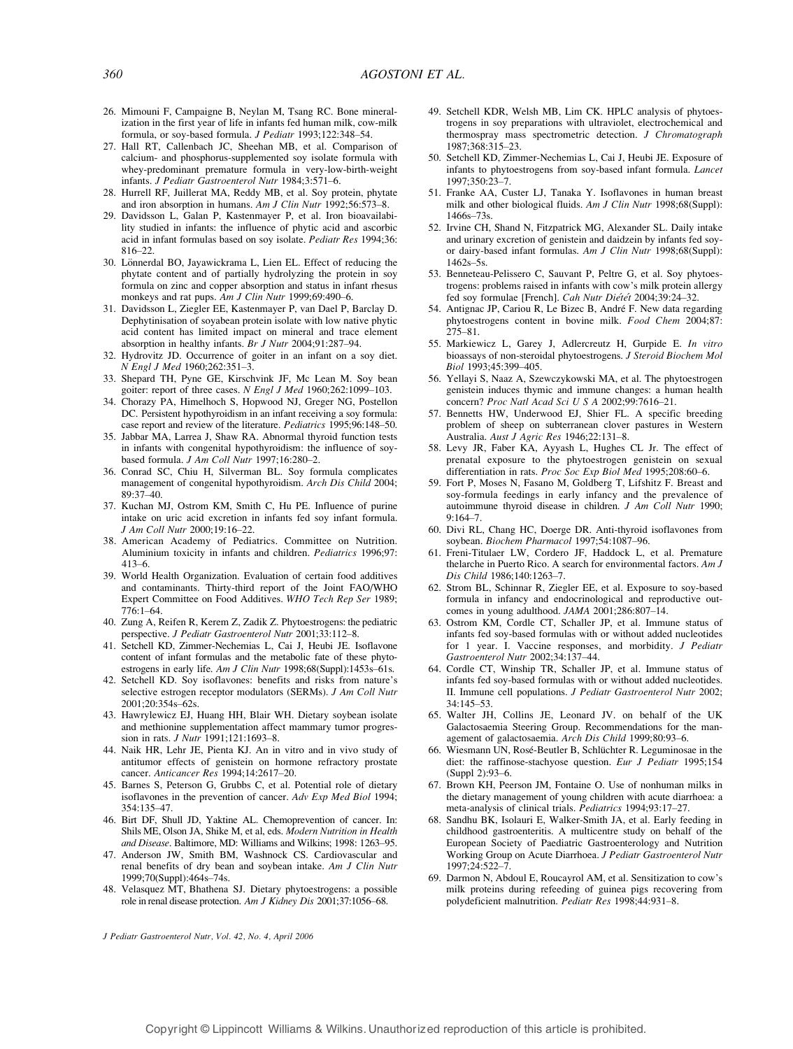26. Mimouni F, Campaigne B, Neylan M, Tsang RC. Bone mineralization in the first year of life in infants fed human milk, cow-milk formula, or soy-based formula. *J Pediatr* 1993;122:348–54.
27. Hall RT, Callenbach JC, Sheehan MB, et al. Comparison of calcium- and phosphorus-supplemented soy isolate formula with whey-predominant premature formula in very-low-birth-weight infants. *J Pediatr Gastroenterol Nutr* 1984;3:571–6.
28. Hurrell RF, Juillerat MA, Reddy MB, et al. Soy protein, phytate and iron absorption in humans. *Am J Clin Nutr* 1992;56:573–8.
29. Davidsson L, Galan P, Kastenmayer P, et al. Iron bioavailability studied in infants: the influence of phytic acid and ascorbic acid in infant formulas based on soy isolate. *Pediatr Res* 1994;36:816–22.
30. Lönnerdal BO, Jayawickrama L, Lien EL. Effect of reducing the phytate content and of partially hydrolyzing the protein in soy formula on zinc and copper absorption and status in infant rhesus monkeys and rat pups. *Am J Clin Nutr* 1999;69:490–6.
31. Davidsson L, Ziegler EE, Kastenmayer P, van Dael P, Barclay D. Dephytinisation of soyabean protein isolate with low native phytic acid content has limited impact on mineral and trace element absorption in healthy infants. *Br J Nutr* 2004;91:287–94.
32. Hydrovitz JD. Occurrence of goiter in an infant on a soy diet. *N Engl J Med* 1960;262:351–3.
33. Shepard TH, Pyne GE, Kirschvink JF, Mc Lean M. Soy bean goiter: report of three cases. *N Engl J Med* 1960;262:1099–103.
34. Chorazy PA, Himelhoch S, Hopwood NJ, Greger NG, Postellon DC. Persistent hypothyroidism in an infant receiving a soy formula: case report and review of the literature. *Pediatrics* 1995;96:148–50.
35. Jabbar MA, Larrea J, Shaw RA. Abnormal thyroid function tests in infants with congenital hypothyroidism: the influence of soy-based formula. *J Am Coll Nutr* 1997;16:280–2.
36. Conrad SC, Chiu H, Silverman BL. Soy formula complicates management of congenital hypothyroidism. *Arch Dis Child* 2004;89:37–40.
37. Kuchan MJ, Ostrom KM, Smith C, Hu PE. Influence of purine intake on uric acid excretion in infants fed soy infant formula. *J Am Coll Nutr* 2000;19:16–22.
38. American Academy of Pediatrics. Committee on Nutrition. Aluminium toxicity in infants and children. *Pediatrics* 1996;97:413–6.
39. World Health Organization. Evaluation of certain food additives and contaminants. Thirty-third report of the Joint FAO/WHO Expert Committee on Food Additives. *WHO Tech Rep Ser* 1989;776:1–64.
40. Zung A, Reifen R, Kerem Z, Zadik Z. Phytoestrogens: the pediatric perspective. *J Pediatr Gastroenterol Nutr* 2001;33:112–8.
41. Setchell KD, Zimmer-Nechemias L, Cai J, Heubi JE. Isoflavone content of infant formulas and the metabolic fate of these phytoestrogens in early life. *Am J Clin Nutr* 1998;68(Suppl):1453s–61s.
42. Setchell KD. Soy isoflavones: benefits and risks from nature's selective estrogen receptor modulators (SERMs). *J Am Coll Nutr* 2001;20:354s–62s.
43. Hawrylewicz EJ, Huang HH, Blair WH. Dietary soybean isolate and methionine supplementation affect mammary tumor progression in rats. *J Nutr* 1991;121:1693–8.
44. Naik HR, Lehr JE, Pienta KJ. An in vitro and in vivo study of antitumor effects of genistein on hormone refractory prostate cancer. *Anticancer Res* 1994;14:2617–20.
45. Barnes S, Peterson G, Grubbs C, et al. Potential role of dietary isoflavones in the prevention of cancer. *Adv Exp Med Biol* 1994;354:135–47.
46. Birt DF, Shull JD, Yaktine AL. Chemoprevention of cancer. In: Shils ME, Olson JA, Shike M, et al, eds. *Modern Nutrition in Health and Disease*. Baltimore, MD: Williams and Wilkins; 1998: 1263–95.
47. Anderson JW, Smith BM, Washnock CS. Cardiovascular and renal benefits of dry bean and soybean intake. *Am J Clin Nutr* 1999;70(Suppl):464s–74s.
48. Velasquez MT, Bhathena SJ. Dietary phytoestrogens: a possible role in renal disease protection. *Am J Kidney Dis* 2001;37:1056–68.
49. Setchell KDR, Welsh MB, Lim CK. HPLC analysis of phytoestrogens in soy preparations with ultraviolet, electrochemical and thermospray mass spectrometric detection. *J Chromatograph* 1987;368:315–23.
50. Setchell KD, Zimmer-Nechemias L, Cai J, Heubi JE. Exposure of infants to phytoestrogens from soy-based infant formula. *Lancet* 1997;350:23–7.
51. Franke AA, Custer LJ, Tanaka Y. Isoflavones in human breast milk and other biological fluids. *Am J Clin Nutr* 1998;68(Suppl):1466s–73s.
52. Irvine CH, Shand N, Fitzpatrick MG, Alexander SL. Daily intake and urinary excretion of genistein and daidzein by infants fed soy- or dairy-based infant formulas. *Am J Clin Nutr* 1998;68(Suppl):1462s–5s.
53. Benneteau-Pelissero C, Sauvant P, Peltre G, et al. Soy phytoestrogens: problems raised in infants with cow's milk protein allergy fed soy formulae [French]. *Cah Nutr Diétét* 2004;39:24–32.
54. Antignac JP, Cariou R, Le Bizec B, André F. New data regarding phytoestrogens content in bovine milk. *Food Chem* 2004;87:275–81.
55. Markiewicz L, Garey J, Adlercreutz H, Gurpide E. *In vitro* bioassays of non-steroidal phytoestrogens. *J Steroid Biochem Mol Biol* 1993;45:399–405.
56. Yellayi S, Naaz A, Szewczykowski MA, et al. The phytoestrogen genistein induces thymic and immune changes: a human health concern? *Proc Natl Acad Sci U S A* 2002;99:7616–21.
57. Bennetts HW, Underwood EJ, Shier FL. A specific breeding problem of sheep on subterranean clover pastures in Western Australia. *Aust J Agric Res* 1946;22:131–8.
58. Levy JR, Faber KA, Ayyash L, Hughes CL Jr. The effect of prenatal exposure to the phytoestrogen genistein on sexual differentiation in rats. *Proc Soc Exp Biol Med* 1995;208:60–6.
59. Fort P, Moses N, Fasano M, Goldberg T, Lifshitz F. Breast and soy-formula feedings in early infancy and the prevalence of autoimmune thyroid disease in children. *J Am Coll Nutr* 1990;9:164–7.
60. Divi RL, Chang HC, Doerge DR. Anti-thyroid isoflavones from soybean. *Biochem Pharmacol* 1997;54:1087–96.
61. Freni-Titulaer LW, Cordero JF, Haddock L, et al. Premature thelarche in Puerto Rico. A search for environmental factors. *Am J Dis Child* 1986;140:1263–7.
62. Strom BL, Schinnar R, Ziegler EE, et al. Exposure to soy-based formula in infancy and endocrinological and reproductive outcomes in young adulthood. *JAMA* 2001;286:807–14.
63. Ostrom KM, Cordle CT, Schaller JP, et al. Immune status of infants fed soy-based formulas with or without added nucleotides for 1 year. I. Vaccine responses, and morbidity. *J Pediatr Gastroenterol Nutr* 2002;34:137–44.
64. Cordle CT, Winship TR, Schaller JP, et al. Immune status of infants fed soy-based formulas with or without added nucleotides. II. Immune cell populations. *J Pediatr Gastroenterol Nutr* 2002;34:145–53.
65. Walter JH, Collins JE, Leonard JV. on behalf of the UK Galactosaemia Steering Group. Recommendations for the management of galactosaemia. *Arch Dis Child* 1999;80:93–6.
66. Wiesmann UN, Rosé-Beutler B, Schlüchter R. Leguminosae in the diet: the raffinose-stachyose question. *Eur J Pediatr* 1995;154 (Suppl 2):93–6.
67. Brown KH, Peerson JM, Fontaine O. Use of nonhuman milks in the dietary management of young children with acute diarrhoea: a meta-analysis of clinical trials. *Pediatrics* 1994;93:17–27.
68. Sandhu BK, Isolauri E, Walker-Smith JA, et al. Early feeding in childhood gastroenteritis. A multicentre study on behalf of the European Society of Paediatric Gastroenterology and Nutrition Working Group on Acute Diarrhoea. *J Pediatr Gastroenterol Nutr* 1997;24:522–7.
69. Darmon N, Abdoul E, Roucayrol AM, et al. Sensitization to cow's milk proteins during refeeding of guinea pigs recovering from polydeficient malnutrition. *Pediatr Res* 1998;44:931–8.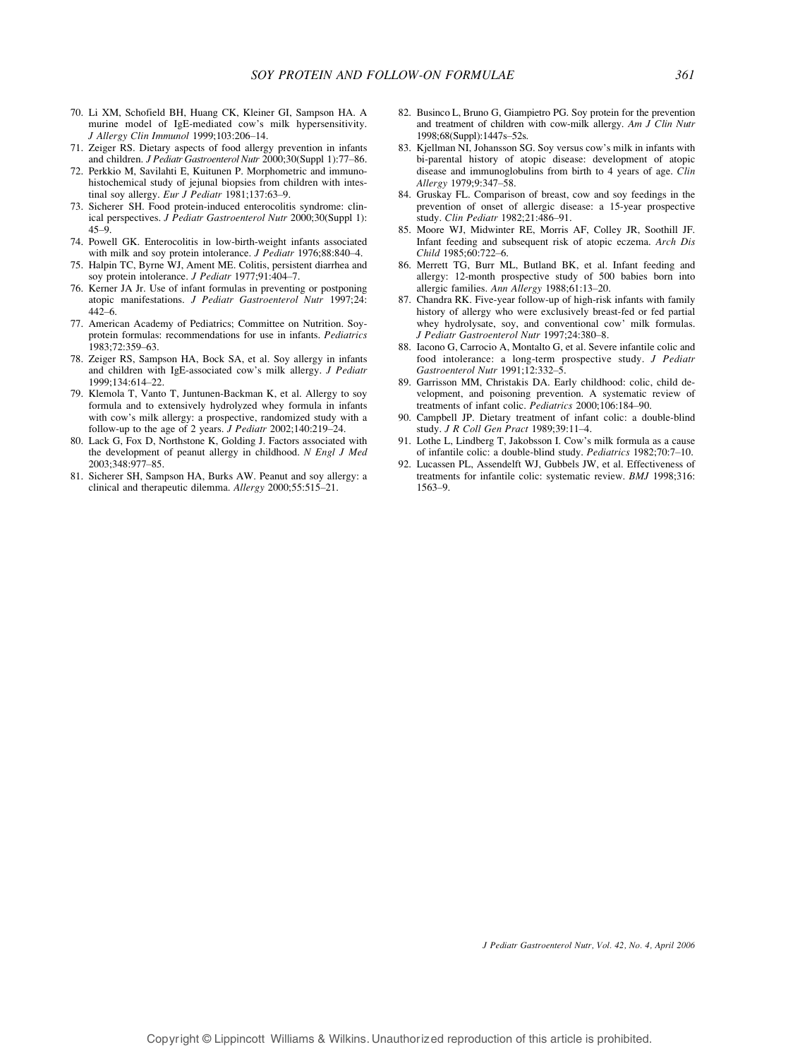70. Li XM, Schofield BH, Huang CK, Kleiner GI, Sampson HA. A murine model of IgE-mediated cow's milk hypersensitivity. *J Allergy Clin Immunol* 1999;103:206–14.
71. Zeiger RS. Dietary aspects of food allergy prevention in infants and children. *J Pediatr Gastroenterol Nutr* 2000;30(Suppl 1):77–86.
72. Perkkio M, Savilahti E, Kuitunen P. Morphometric and immunohistochemical study of jejunal biopsies from children with intestinal soy allergy. *Eur J Pediatr* 1981;137:63–9.
73. Sicherer SH. Food protein-induced enterocolitis syndrome: clinical perspectives. *J Pediatr Gastroenterol Nutr* 2000;30(Suppl 1): 45–9.
74. Powell GK. Enterocolitis in low-birth-weight infants associated with milk and soy protein intolerance. *J Pediatr* 1976;88:840–4.
75. Halpin TC, Byrne WJ, Ament ME. Colitis, persistent diarrhea and soy protein intolerance. *J Pediatr* 1977;91:404–7.
76. Kerner JA Jr. Use of infant formulas in preventing or postponing atopic manifestations. *J Pediatr Gastroenterol Nutr* 1997;24: 442–6.
77. American Academy of Pediatrics; Committee on Nutrition. Soy-protein formulas: recommendations for use in infants. *Pediatrics* 1983;72:359–63.
78. Zeiger RS, Sampson HA, Bock SA, et al. Soy allergy in infants and children with IgE-associated cow's milk allergy. *J Pediatr* 1999;134:614–22.
79. Klemola T, Vanto T, Juntunen-Backman K, et al. Allergy to soy formula and to extensively hydrolyzed whey formula in infants with cow's milk allergy: a prospective, randomized study with a follow-up to the age of 2 years. *J Pediatr* 2002;140:219–24.
80. Lack G, Fox D, Northstone K, Golding J. Factors associated with the development of peanut allergy in childhood. *N Engl J Med* 2003;348:977–85.
81. Sicherer SH, Sampson HA, Burks AW. Peanut and soy allergy: a clinical and therapeutic dilemma. *Allergy* 2000;55:515–21.
82. Businco L, Bruno G, Giampietro PG. Soy protein for the prevention and treatment of children with cow-milk allergy. *Am J Clin Nutr* 1998;68(Suppl):1447s–52s.
83. Kjellman NI, Johansson SG. Soy versus cow's milk in infants with bi-parental history of atopic disease: development of atopic disease and immunoglobulins from birth to 4 years of age. *Clin Allergy* 1979;9:347–58.
84. Gruskay FL. Comparison of breast, cow and soy feedings in the prevention of onset of allergic disease: a 15-year prospective study. *Clin Pediatr* 1982;21:486–91.
85. Moore WJ, Midwinter RE, Morris AF, Colley JR, Soothill JF. Infant feeding and subsequent risk of atopic eczema. *Arch Dis Child* 1985;60:722–6.
86. Merrett TG, Burr ML, Butland BK, et al. Infant feeding and allergy: 12-month prospective study of 500 babies born into allergic families. *Ann Allergy* 1988;61:13–20.
87. Chandra RK. Five-year follow-up of high-risk infants with family history of allergy who were exclusively breast-fed or fed partial whey hydrolysate, soy, and conventional cow' milk formulas. *J Pediatr Gastroenterol Nutr* 1997;24:380–8.
88. Iacono G, Carrocio A, Montalto G, et al. Severe infantile colic and food intolerance: a long-term prospective study. *J Pediatr Gastroenterol Nutr* 1991;12:332–5.
89. Garrisson MM, Christakis DA. Early childhood: colic, child development, and poisoning prevention. A systematic review of treatments of infant colic. *Pediatrics* 2000;106:184–90.
90. Campbell JP. Dietary treatment of infant colic: a double-blind study. *J R Coll Gen Pract* 1989;39:11–4.
91. Lothe L, Lindberg T, Jakobsson I. Cow's milk formula as a cause of infantile colic: a double-blind study. *Pediatrics* 1982;70:7–10.
92. Lucassen PL, Assendelft WJ, Gubbels JW, et al. Effectiveness of treatments for infantile colic: systematic review. *BMJ* 1998;316: 1563–9.

Copyright © Lippincott Williams & Wilkins. Unauthorized reproduction of this article is prohibited.